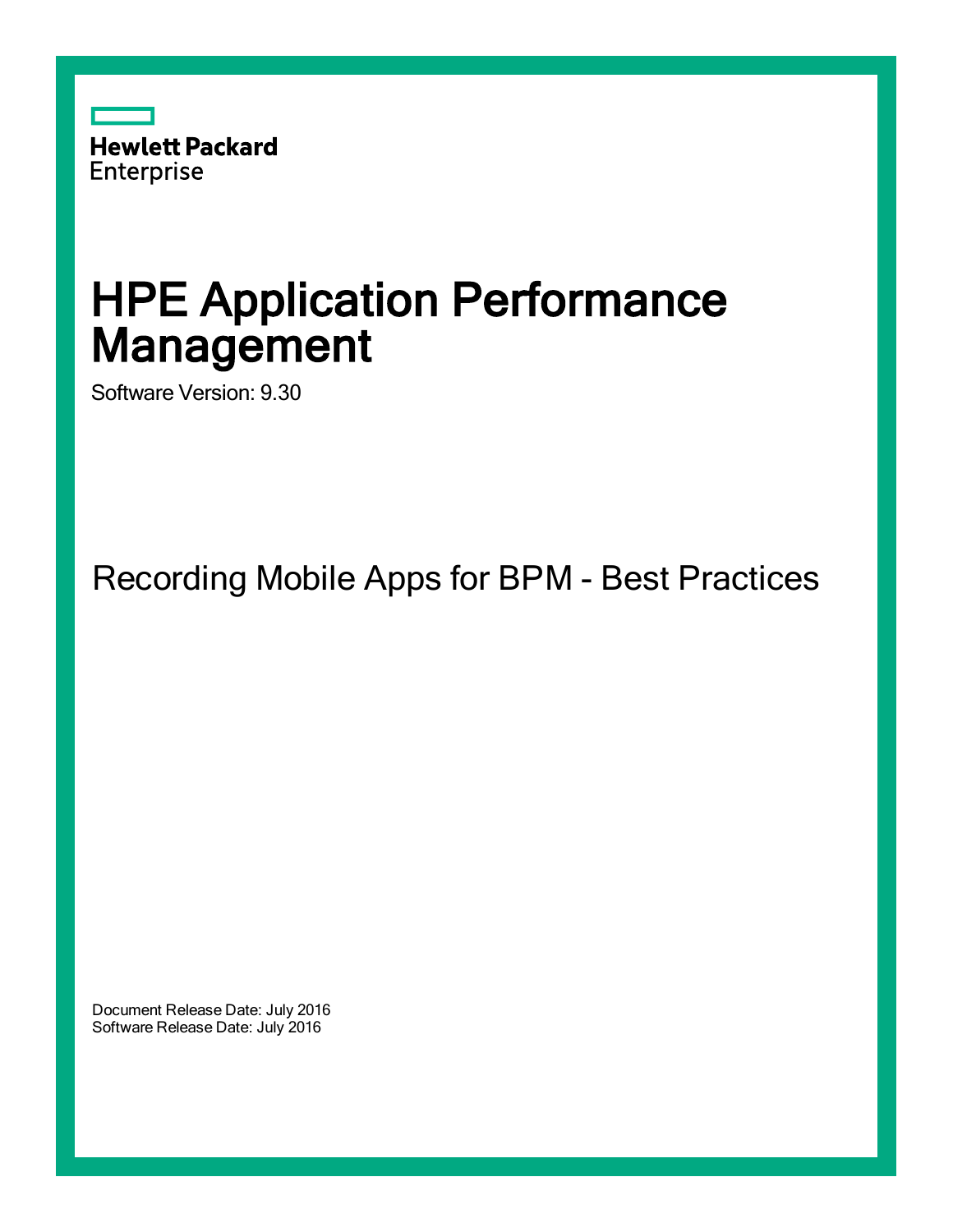Hewlett Packard Enterprise

# HPE Application Performance Management

Software Version: 9.30

## Recording Mobile Apps for BPM - Best Practices

Document Release Date: July 2016
Software Release Date: July 2016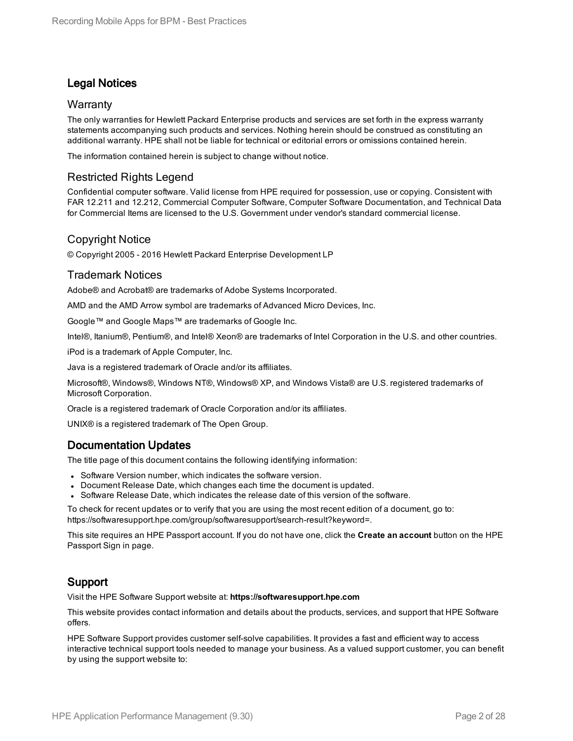## Legal Notices

### Warranty

The only warranties for Hewlett Packard Enterprise products and services are set forth in the express warranty statements accompanying such products and services. Nothing herein should be construed as constituting an additional warranty. HPE shall not be liable for technical or editorial errors or omissions contained herein.

The information contained herein is subject to change without notice.

### Restricted Rights Legend

Confidential computer software. Valid license from HPE required for possession, use or copying. Consistent with FAR 12.211 and 12.212, Commercial Computer Software, Computer Software Documentation, and Technical Data for Commercial Items are licensed to the U.S. Government under vendor's standard commercial license.

### Copyright Notice

© Copyright 2005 - 2016 Hewlett Packard Enterprise Development LP

### Trademark Notices

Adobe® and Acrobat® are trademarks of Adobe Systems Incorporated.

AMD and the AMD Arrow symbol are trademarks of Advanced Micro Devices, Inc.

Google™ and Google Maps™ are trademarks of Google Inc.

Intel®, Itanium®, Pentium®, and Intel® Xeon® are trademarks of Intel Corporation in the U.S. and other countries.

iPod is a trademark of Apple Computer, Inc.

Java is a registered trademark of Oracle and/or its affiliates.

Microsoft®, Windows®, Windows NT®, Windows® XP, and Windows Vista® are U.S. registered trademarks of Microsoft Corporation.

Oracle is a registered trademark of Oracle Corporation and/or its affiliates.

UNIX® is a registered trademark of The Open Group.

## Documentation Updates

The title page of this document contains the following identifying information:

- Software Version number, which indicates the software version.
- Document Release Date, which changes each time the document is updated.
- Software Release Date, which indicates the release date of this version of the software.

To check for recent updates or to verify that you are using the most recent edition of a document, go to: https://softwaresupport.hpe.com/group/softwaresupport/search-result?keyword=.

This site requires an HPE Passport account. If you do not have one, click the **Create an account** button on the HPE Passport Sign in page.

## Support

Visit the HPE Software Support website at: **https://softwaresupport.hpe.com**

This website provides contact information and details about the products, services, and support that HPE Software offers.

HPE Software Support provides customer self-solve capabilities. It provides a fast and efficient way to access interactive technical support tools needed to manage your business. As a valued support customer, you can benefit by using the support website to: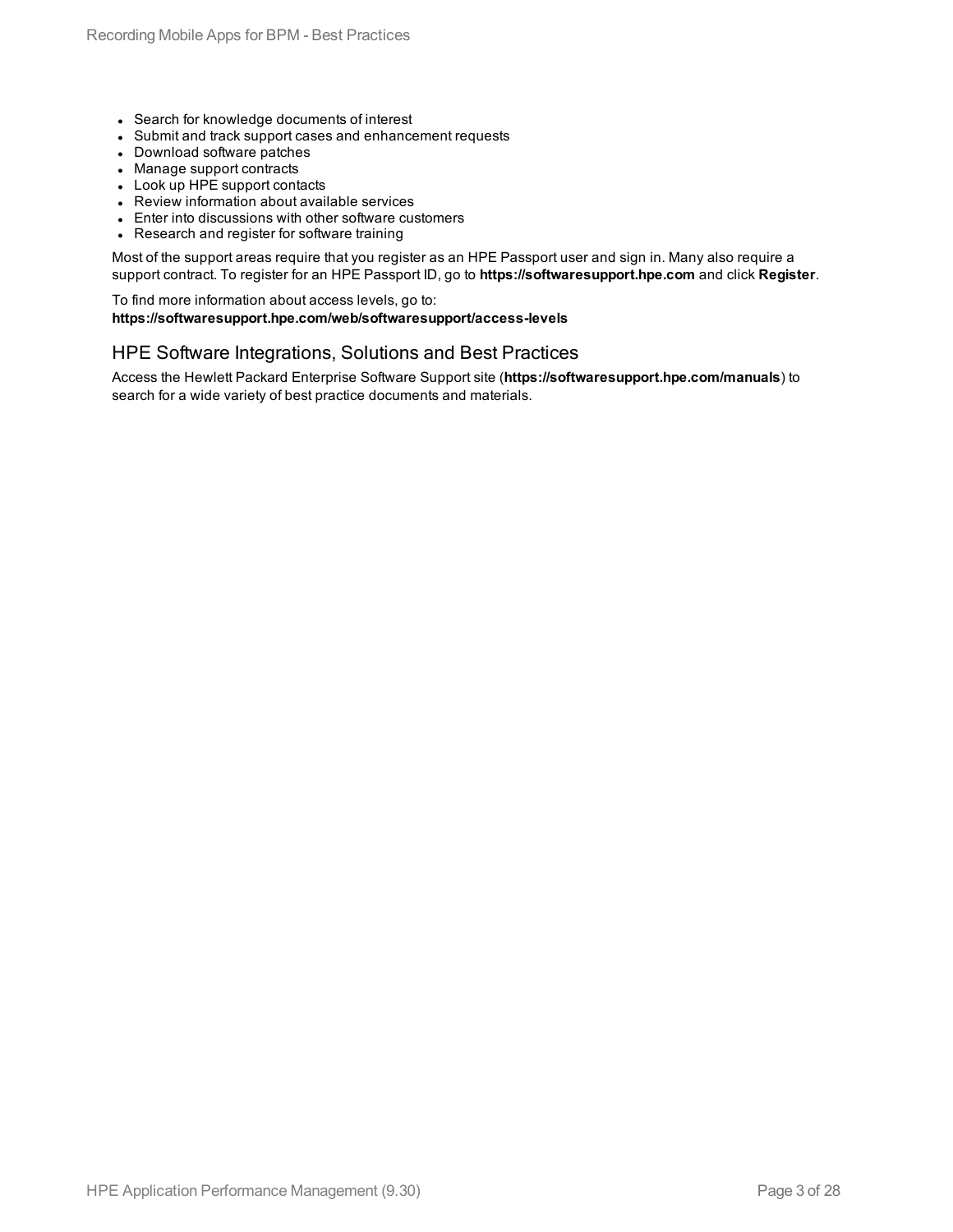- Search for knowledge documents of interest
- Submit and track support cases and enhancement requests
- Download software patches
- Manage support contracts
- Look up HPE support contacts
- Review information about available services
- Enter into discussions with other software customers
- Research and register for software training

Most of the support areas require that you register as an HPE Passport user and sign in. Many also require a support contract. To register for an HPE Passport ID, go to **https://softwaresupport.hpe.com** and click **Register**.

To find more information about access levels, go to:
**https://softwaresupport.hpe.com/web/softwaresupport/access-levels**

## HPE Software Integrations, Solutions and Best Practices

Access the Hewlett Packard Enterprise Software Support site (**https://softwaresupport.hpe.com/manuals**) to search for a wide variety of best practice documents and materials.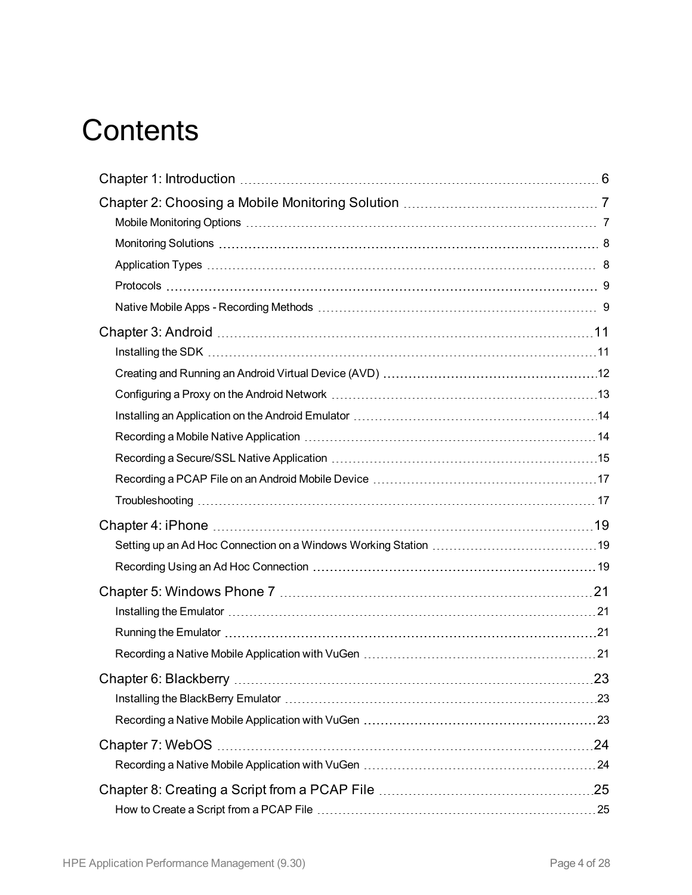# Contents

Chapter 1: Introduction 6

Chapter 2: Choosing a Mobile Monitoring Solution 7

- Mobile Monitoring Options 7
- Monitoring Solutions 8
- Application Types 8
- Protocols 9
- Native Mobile Apps - Recording Methods 9

Chapter 3: Android 11

- Installing the SDK 11
- Creating and Running an Android Virtual Device (AVD) 12
- Configuring a Proxy on the Android Network 13
- Installing an Application on the Android Emulator 14
- Recording a Mobile Native Application 14
- Recording a Secure/SSL Native Application 15
- Recording a PCAP File on an Android Mobile Device 17
- Troubleshooting 17

Chapter 4: iPhone 19

- Setting up an Ad Hoc Connection on a Windows Working Station 19
- Recording Using an Ad Hoc Connection 19

Chapter 5: Windows Phone 7 21

- Installing the Emulator 21
- Running the Emulator 21
- Recording a Native Mobile Application with VuGen 21

Chapter 6: Blackberry 23

- Installing the BlackBerry Emulator 23
- Recording a Native Mobile Application with VuGen 23

Chapter 7: WebOS 24

- Recording a Native Mobile Application with VuGen 24

Chapter 8: Creating a Script from a PCAP File 25

- How to Create a Script from a PCAP File 25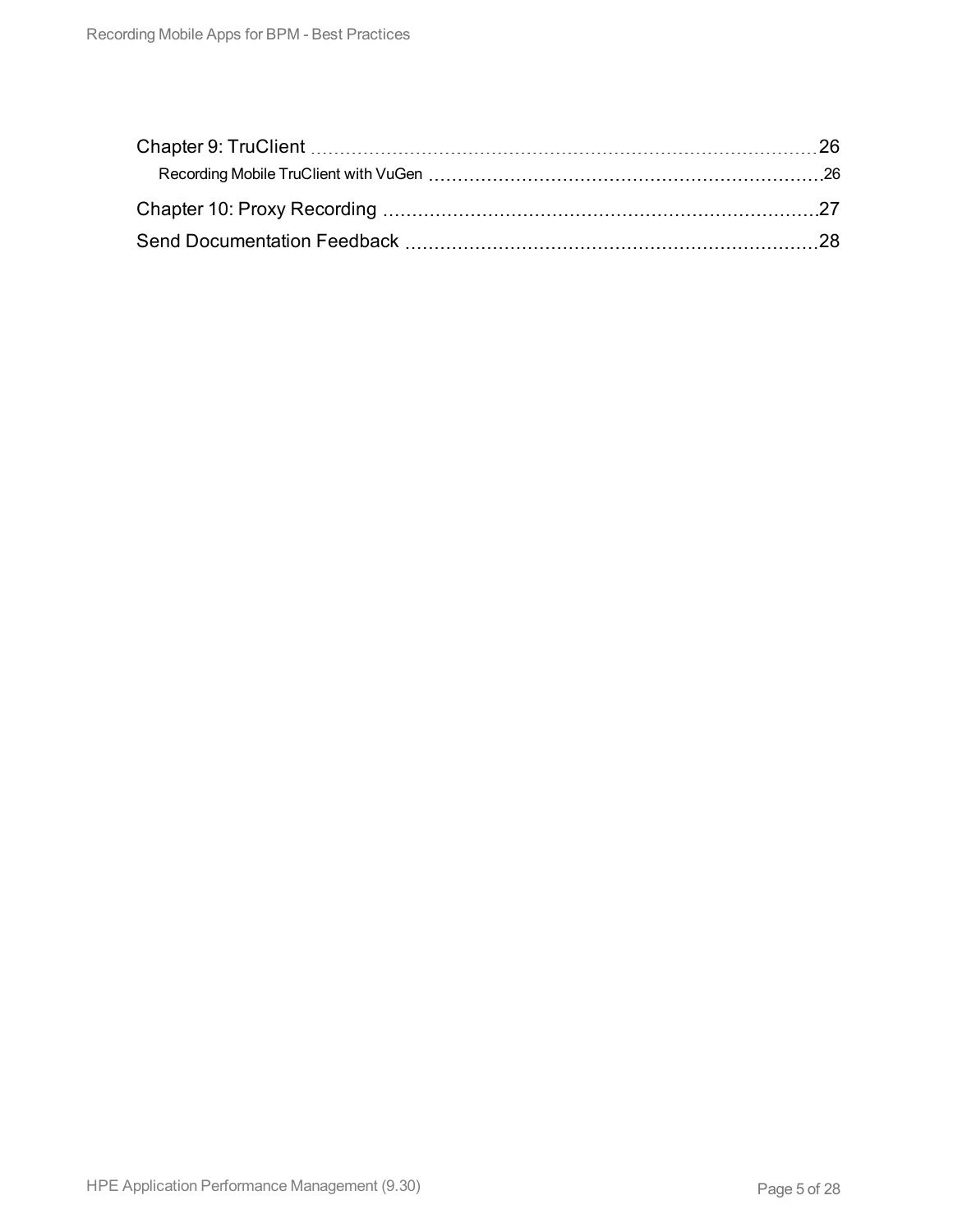Chapter 9: TruClient 26

Recording Mobile TruClient with VuGen 26

Chapter 10: Proxy Recording 27

Send Documentation Feedback 28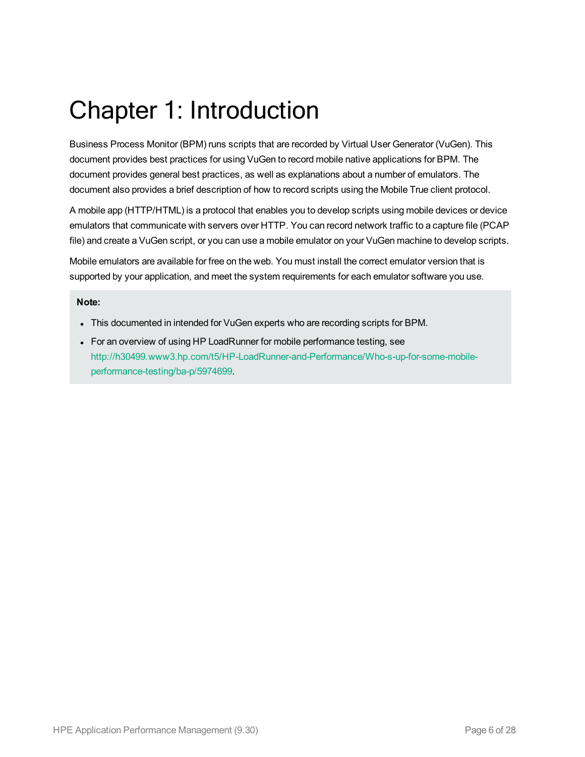# Chapter 1: Introduction

Business Process Monitor (BPM) runs scripts that are recorded by Virtual User Generator (VuGen). This document provides best practices for using VuGen to record mobile native applications for BPM. The document provides general best practices, as well as explanations about a number of emulators. The document also provides a brief description of how to record scripts using the Mobile True client protocol.

A mobile app (HTTP/HTML) is a protocol that enables you to develop scripts using mobile devices or device emulators that communicate with servers over HTTP. You can record network traffic to a capture file (PCAP file) and create a VuGen script, or you can use a mobile emulator on your VuGen machine to develop scripts.

Mobile emulators are available for free on the web. You must install the correct emulator version that is supported by your application, and meet the system requirements for each emulator software you use.

> **Note:**
>
> - This documented in intended for VuGen experts who are recording scripts for BPM.
> - For an overview of using HP LoadRunner for mobile performance testing, see http://h30499.www3.hp.com/t5/HP-LoadRunner-and-Performance/Who-s-up-for-some-mobile-performance-testing/ba-p/5974699.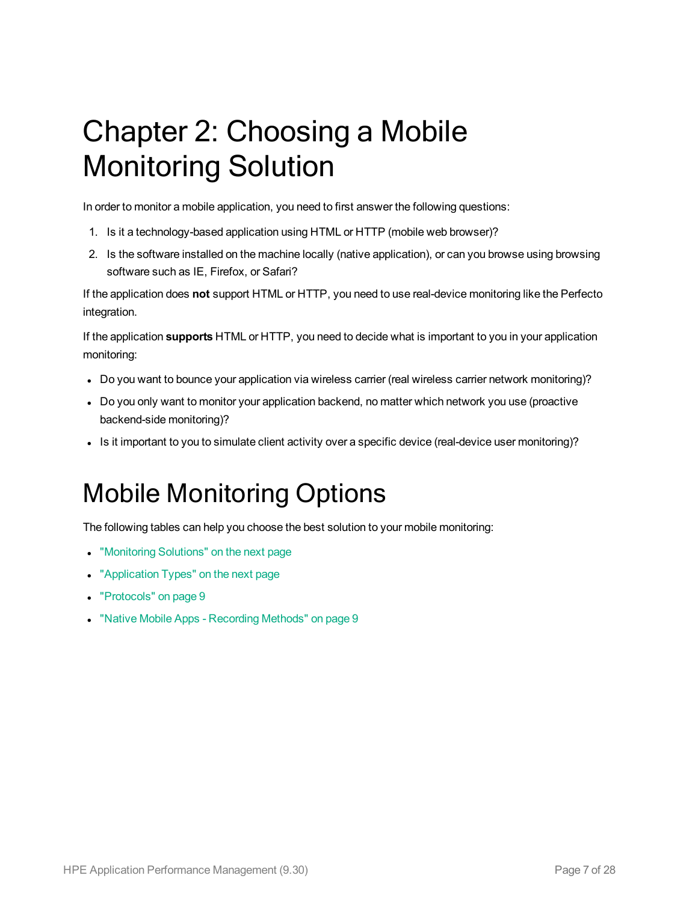# Chapter 2: Choosing a Mobile Monitoring Solution

In order to monitor a mobile application, you need to first answer the following questions:

1. Is it a technology-based application using HTML or HTTP (mobile web browser)?
2. Is the software installed on the machine locally (native application), or can you browse using browsing software such as IE, Firefox, or Safari?

If the application does **not** support HTML or HTTP, you need to use real-device monitoring like the Perfecto integration.

If the application **supports** HTML or HTTP, you need to decide what is important to you in your application monitoring:

- Do you want to bounce your application via wireless carrier (real wireless carrier network monitoring)?
- Do you only want to monitor your application backend, no matter which network you use (proactive backend-side monitoring)?
- Is it important to you to simulate client activity over a specific device (real-device user monitoring)?

## Mobile Monitoring Options

The following tables can help you choose the best solution to your mobile monitoring:

- "Monitoring Solutions" on the next page
- "Application Types" on the next page
- "Protocols" on page 9
- "Native Mobile Apps - Recording Methods" on page 9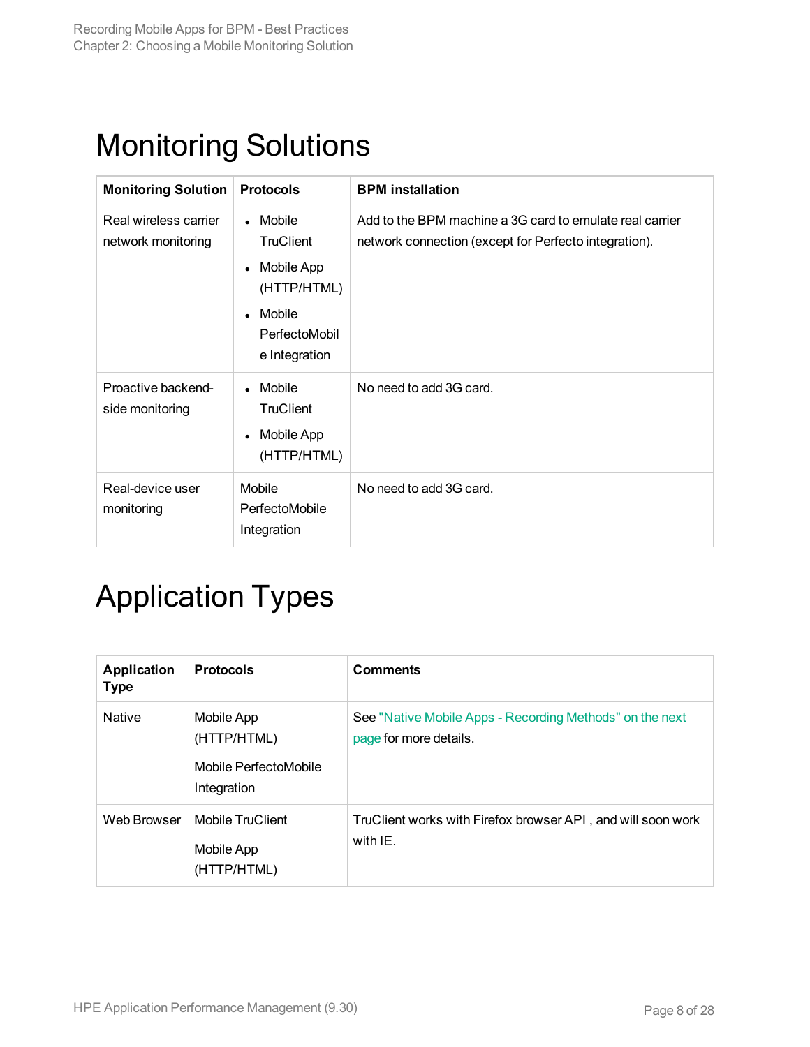# Monitoring Solutions

| Monitoring Solution | Protocols | BPM installation |
|---|---|---|
| Real wireless carrier network monitoring | • Mobile TruClient<br>• Mobile App (HTTP/HTML)<br>• Mobile PerfectoMobile Integration | Add to the BPM machine a 3G card to emulate real carrier network connection (except for Perfecto integration). |
| Proactive backend-side monitoring | • Mobile TruClient<br>• Mobile App (HTTP/HTML) | No need to add 3G card. |
| Real-device user monitoring | Mobile PerfectoMobile Integration | No need to add 3G card. |

# Application Types

| Application Type | Protocols | Comments |
|---|---|---|
| Native | Mobile App (HTTP/HTML)<br>Mobile PerfectoMobile Integration | See "Native Mobile Apps - Recording Methods" on the next page for more details. |
| Web Browser | Mobile TruClient<br>Mobile App (HTTP/HTML) | TruClient works with Firefox browser API , and will soon work with IE. |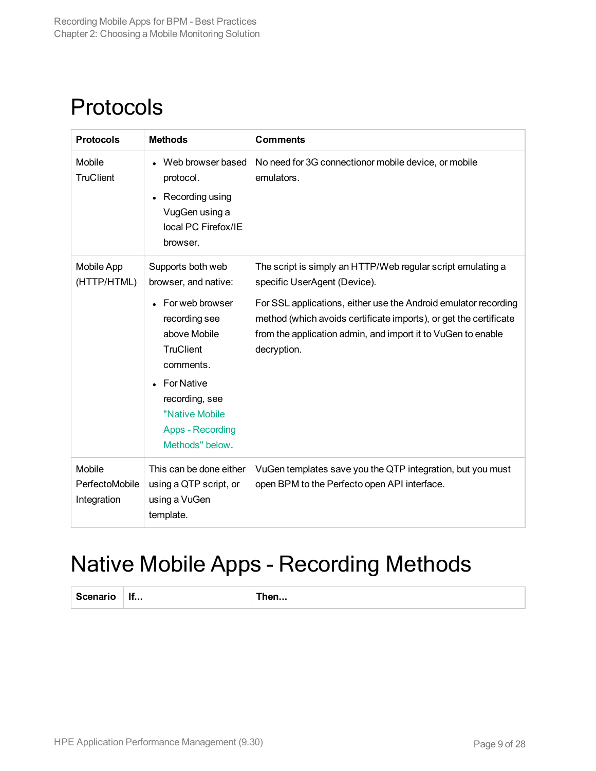# Protocols

| Protocols | Methods | Comments |
|---|---|---|
| Mobile TruClient | • Web browser based protocol.<br>• Recording using VugGen using a local PC Firefox/IE browser. | No need for 3G connectionor mobile device, or mobile emulators. |
| Mobile App (HTTP/HTML) | Supports both web browser, and native:<br>• For web browser recording see above Mobile TruClient comments.<br>• For Native recording, see "Native Mobile Apps - Recording Methods" below. | The script is simply an HTTP/Web regular script emulating a specific UserAgent (Device).<br><br>For SSL applications, either use the Android emulator recording method (which avoids certificate imports), or get the certificate from the application admin, and import it to VuGen to enable decryption. |
| Mobile PerfectoMobile Integration | This can be done either using a QTP script, or using a VuGen template. | VuGen templates save you the QTP integration, but you must open BPM to the Perfecto open API interface. |

# Native Mobile Apps - Recording Methods

| Scenario | If... | Then... |
|---|---|---|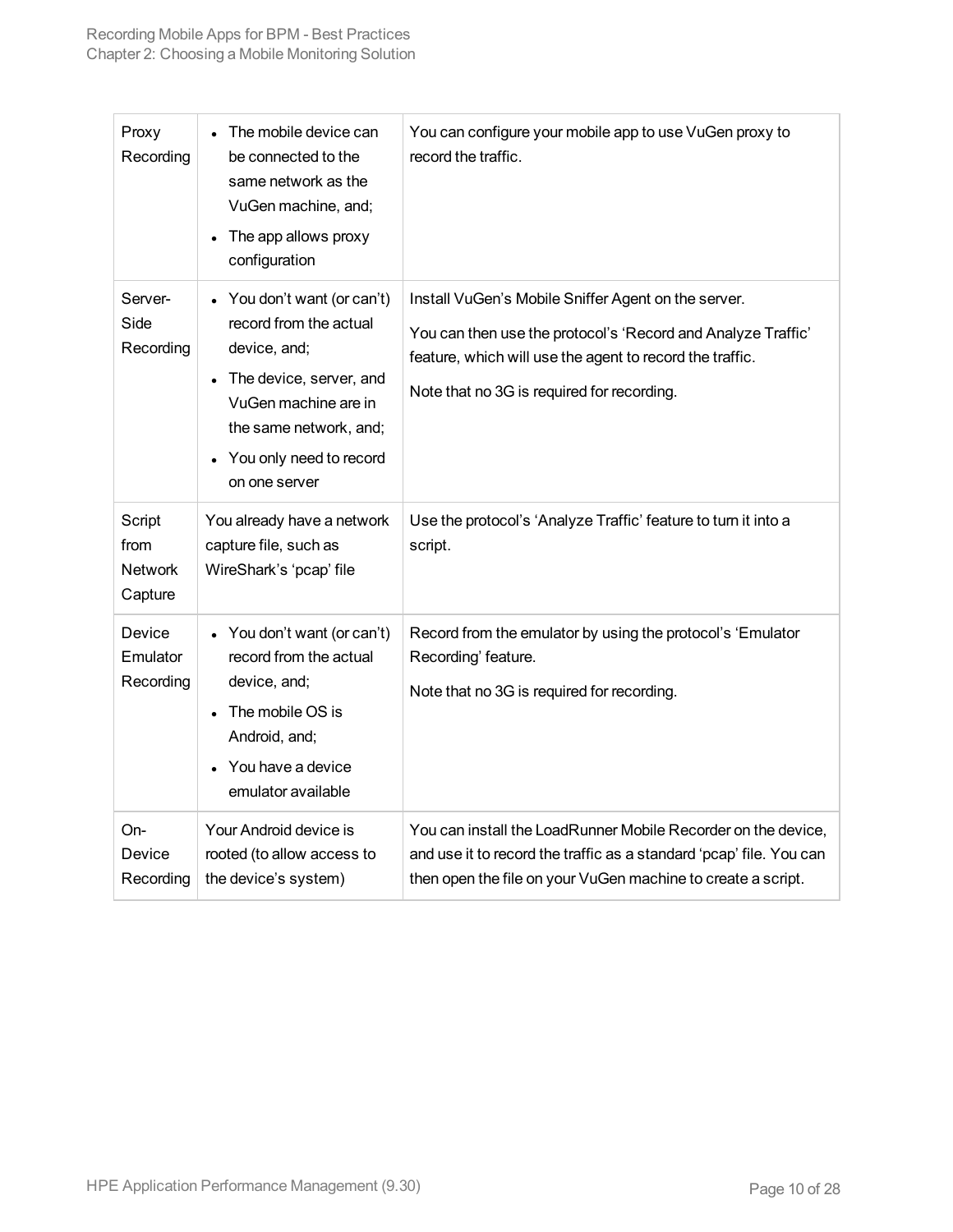| Proxy Recording | • The mobile device can be connected to the same network as the VuGen machine, and;<br>• The app allows proxy configuration | You can configure your mobile app to use VuGen proxy to record the traffic. |
|---|---|---|
| Server-Side Recording | • You don't want (or can't) record from the actual device, and;<br>• The device, server, and VuGen machine are in the same network, and;<br>• You only need to record on one server | Install VuGen's Mobile Sniffer Agent on the server.<br>You can then use the protocol's 'Record and Analyze Traffic' feature, which will use the agent to record the traffic.<br>Note that no 3G is required for recording. |
| Script from Network Capture | You already have a network capture file, such as WireShark's 'pcap' file | Use the protocol's 'Analyze Traffic' feature to turn it into a script. |
| Device Emulator Recording | • You don't want (or can't) record from the actual device, and;<br>• The mobile OS is Android, and;<br>• You have a device emulator available | Record from the emulator by using the protocol's 'Emulator Recording' feature.<br>Note that no 3G is required for recording. |
| On-Device Recording | Your Android device is rooted (to allow access to the device's system) | You can install the LoadRunner Mobile Recorder on the device, and use it to record the traffic as a standard 'pcap' file. You can then open the file on your VuGen machine to create a script. |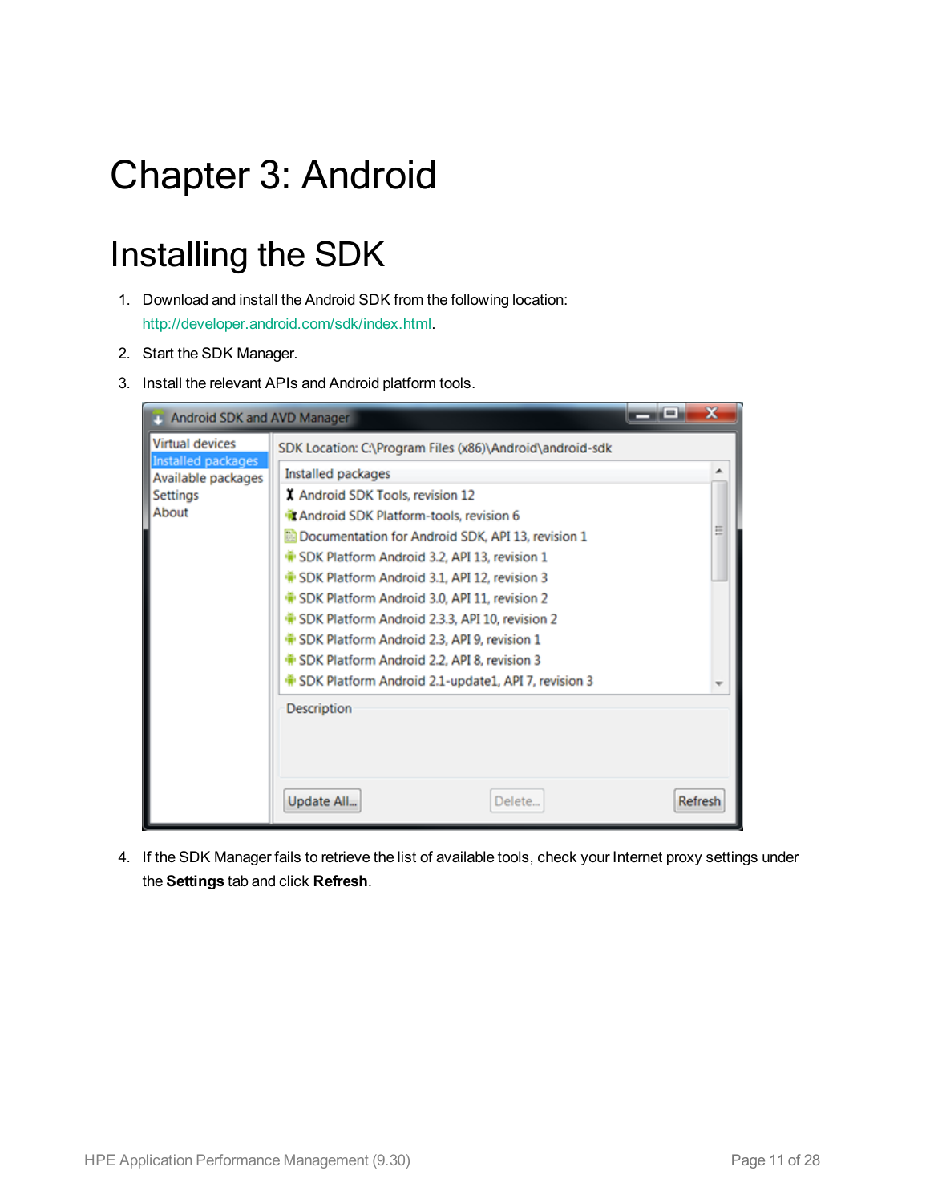# Chapter 3: Android

## Installing the SDK

1. Download and install the Android SDK from the following location: http://developer.android.com/sdk/index.html.
2. Start the SDK Manager.
3. Install the relevant APIs and Android platform tools.
4. If the SDK Manager fails to retrieve the list of available tools, check your Internet proxy settings under the **Settings** tab and click **Refresh**.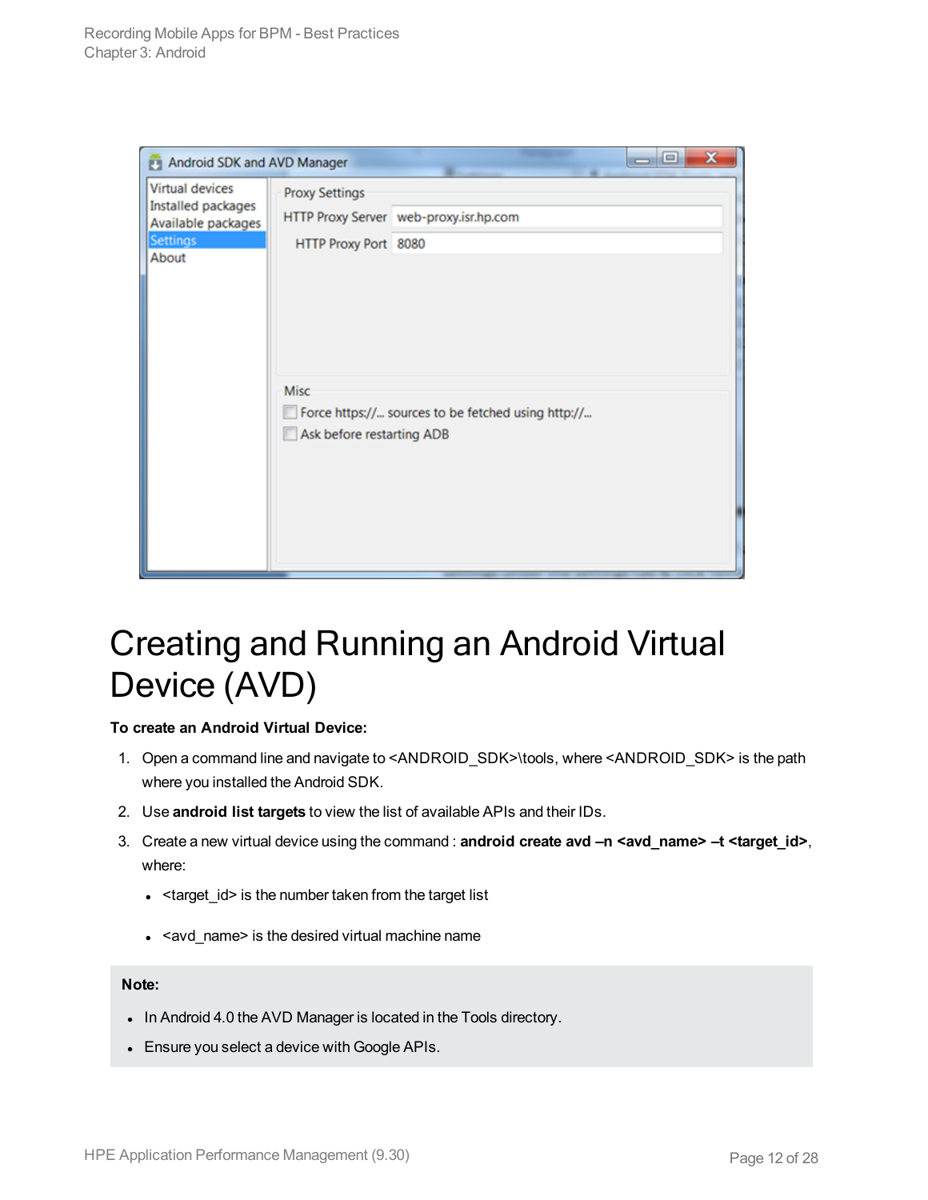# Creating and Running an Android Virtual Device (AVD)

**To create an Android Virtual Device:**

1. Open a command line and navigate to <ANDROID_SDK>\tools, where <ANDROID_SDK> is the path where you installed the Android SDK.
2. Use **android list targets** to view the list of available APIs and their IDs.
3. Create a new virtual device using the command : **android create avd –n <avd_name> –t <target_id>**, where:
   - <target_id> is the number taken from the target list
   - <avd_name> is the desired virtual machine name

**Note:**

- In Android 4.0 the AVD Manager is located in the Tools directory.
- Ensure you select a device with Google APIs.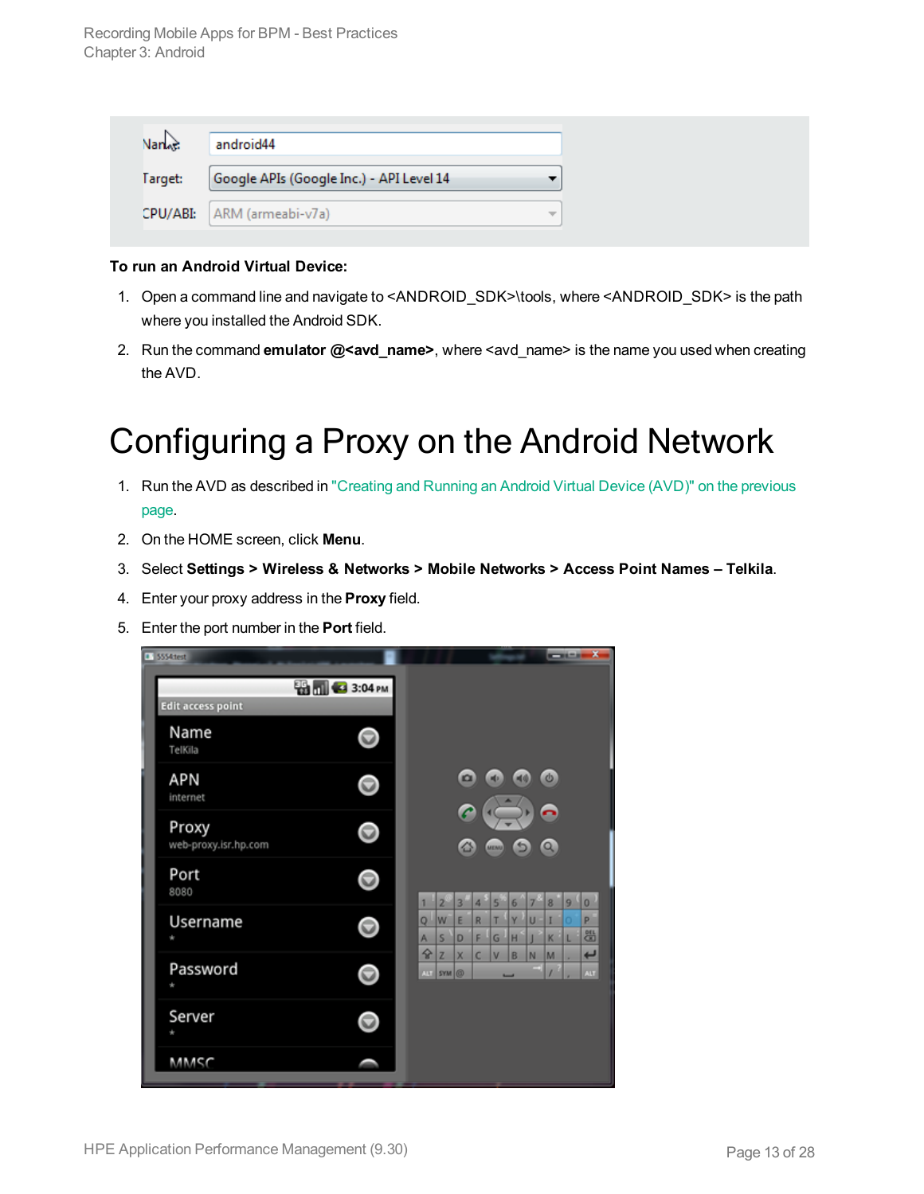**To run an Android Virtual Device:**

1. Open a command line and navigate to <ANDROID_SDK>\tools, where <ANDROID_SDK> is the path where you installed the Android SDK.
2. Run the command **emulator @<avd_name>**, where <avd_name> is the name you used when creating the AVD.

# Configuring a Proxy on the Android Network

1. Run the AVD as described in "Creating and Running an Android Virtual Device (AVD)" on the previous page.
2. On the HOME screen, click **Menu**.
3. Select **Settings > Wireless & Networks > Mobile Networks > Access Point Names – Telkila**.
4. Enter your proxy address in the **Proxy** field.
5. Enter the port number in the **Port** field.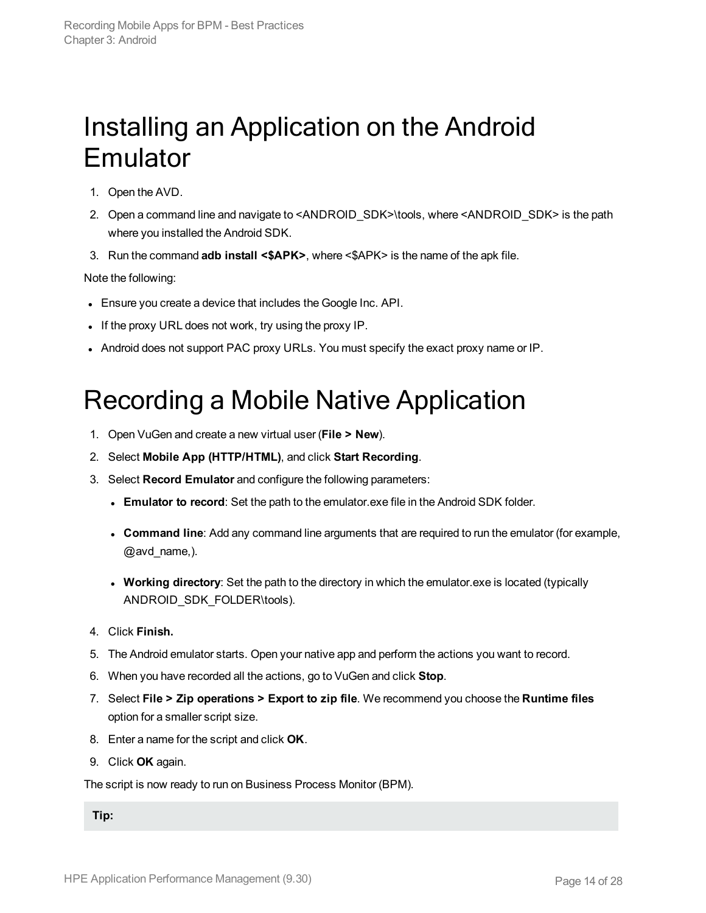# Installing an Application on the Android Emulator

1. Open the AVD.
2. Open a command line and navigate to <ANDROID_SDK>\tools, where <ANDROID_SDK> is the path where you installed the Android SDK.
3. Run the command **adb install <$APK>**, where <$APK> is the name of the apk file.

Note the following:

- Ensure you create a device that includes the Google Inc. API.
- If the proxy URL does not work, try using the proxy IP.
- Android does not support PAC proxy URLs. You must specify the exact proxy name or IP.

# Recording a Mobile Native Application

1. Open VuGen and create a new virtual user (**File > New**).
2. Select **Mobile App (HTTP/HTML)**, and click **Start Recording**.
3. Select **Record Emulator** and configure the following parameters:
   - **Emulator to record**: Set the path to the emulator.exe file in the Android SDK folder.
   - **Command line**: Add any command line arguments that are required to run the emulator (for example, @avd_name,).
   - **Working directory**: Set the path to the directory in which the emulator.exe is located (typically ANDROID_SDK_FOLDER\tools).
4. Click **Finish.**
5. The Android emulator starts. Open your native app and perform the actions you want to record.
6. When you have recorded all the actions, go to VuGen and click **Stop**.
7. Select **File > Zip operations > Export to zip file**. We recommend you choose the **Runtime files** option for a smaller script size.
8. Enter a name for the script and click **OK**.
9. Click **OK** again.

The script is now ready to run on Business Process Monitor (BPM).

**Tip:**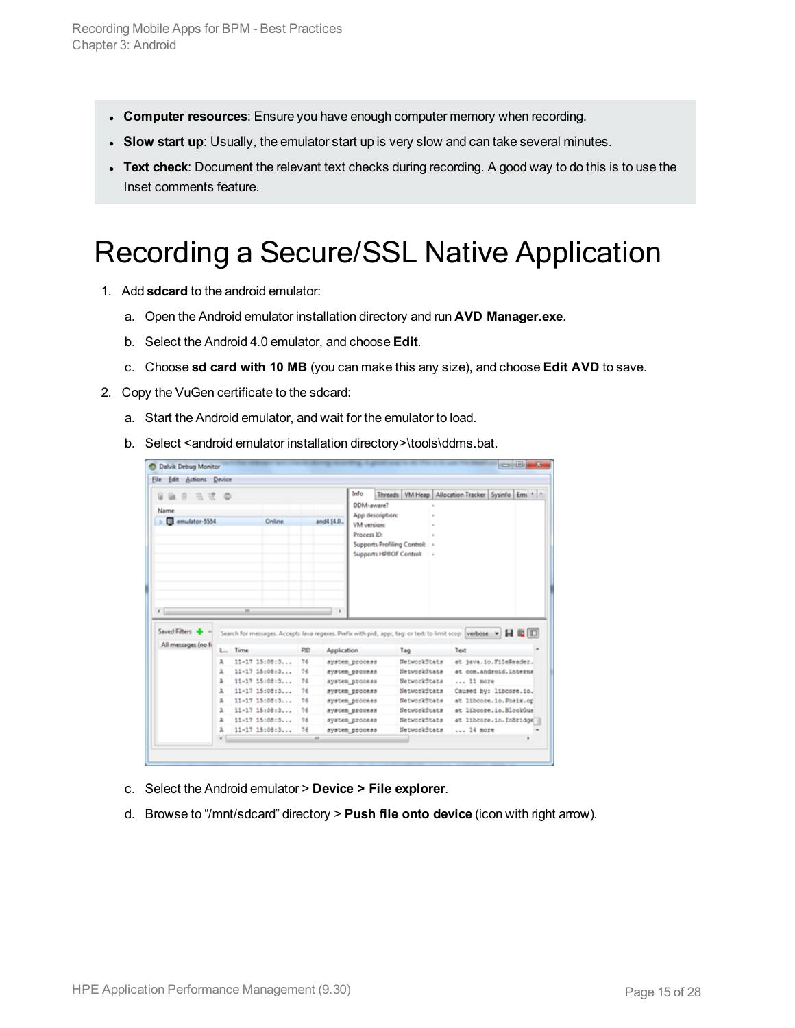- **Computer resources**: Ensure you have enough computer memory when recording.
- **Slow start up**: Usually, the emulator start up is very slow and can take several minutes.
- **Text check**: Document the relevant text checks during recording. A good way to do this is to use the Inset comments feature.

# Recording a Secure/SSL Native Application

1. Add **sdcard** to the android emulator:
   a. Open the Android emulator installation directory and run **AVD Manager.exe**.
   b. Select the Android 4.0 emulator, and choose **Edit**.
   c. Choose **sd card with 10 MB** (you can make this any size), and choose **Edit AVD** to save.
2. Copy the VuGen certificate to the sdcard:
   a. Start the Android emulator, and wait for the emulator to load.
   b. Select <android emulator installation directory>\tools\ddms.bat.
   c. Select the Android emulator > **Device > File explorer**.
   d. Browse to "/mnt/sdcard" directory > **Push file onto device** (icon with right arrow).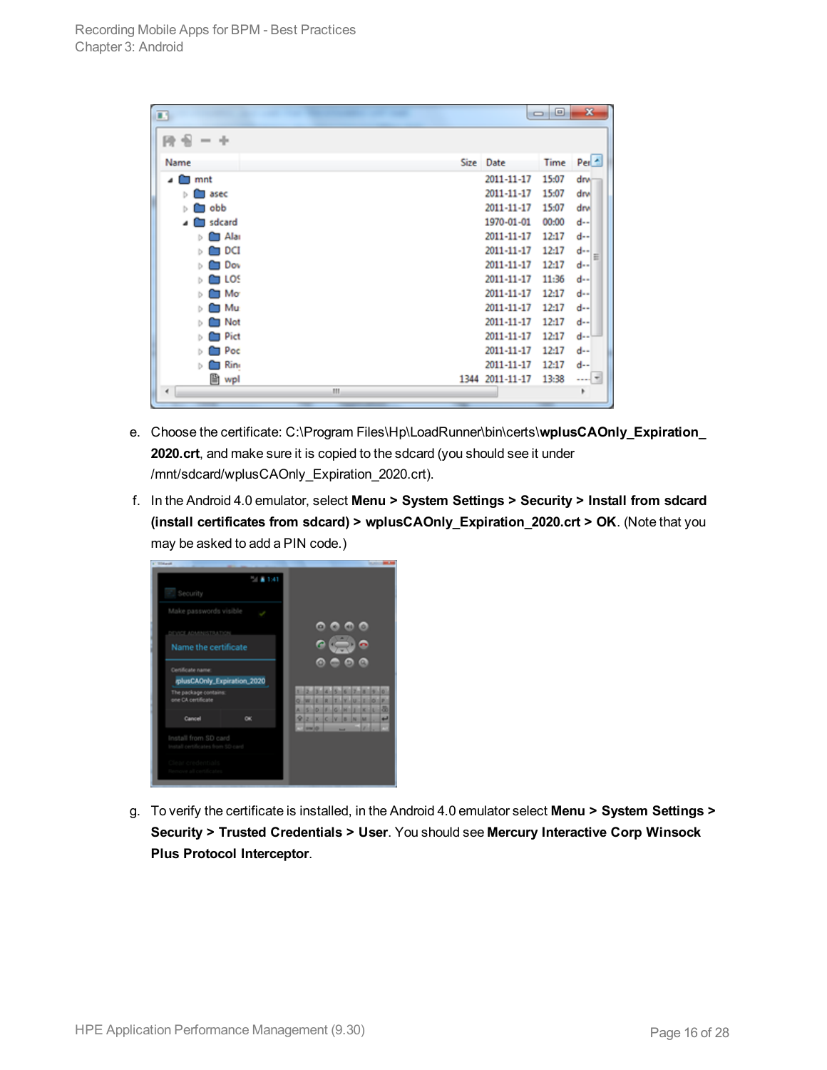e. Choose the certificate: C:\Program Files\Hp\LoadRunner\bin\certs\**wplusCAOnly_Expiration_2020.crt**, and make sure it is copied to the sdcard (you should see it under /mnt/sdcard/wplusCAOnly_Expiration_2020.crt).

f. In the Android 4.0 emulator, select **Menu > System Settings > Security > Install from sdcard (install certificates from sdcard) > wplusCAOnly_Expiration_2020.crt > OK**. (Note that you may be asked to add a PIN code.)

g. To verify the certificate is installed, in the Android 4.0 emulator select **Menu > System Settings > Security > Trusted Credentials > User**. You should see **Mercury Interactive Corp Winsock Plus Protocol Interceptor**.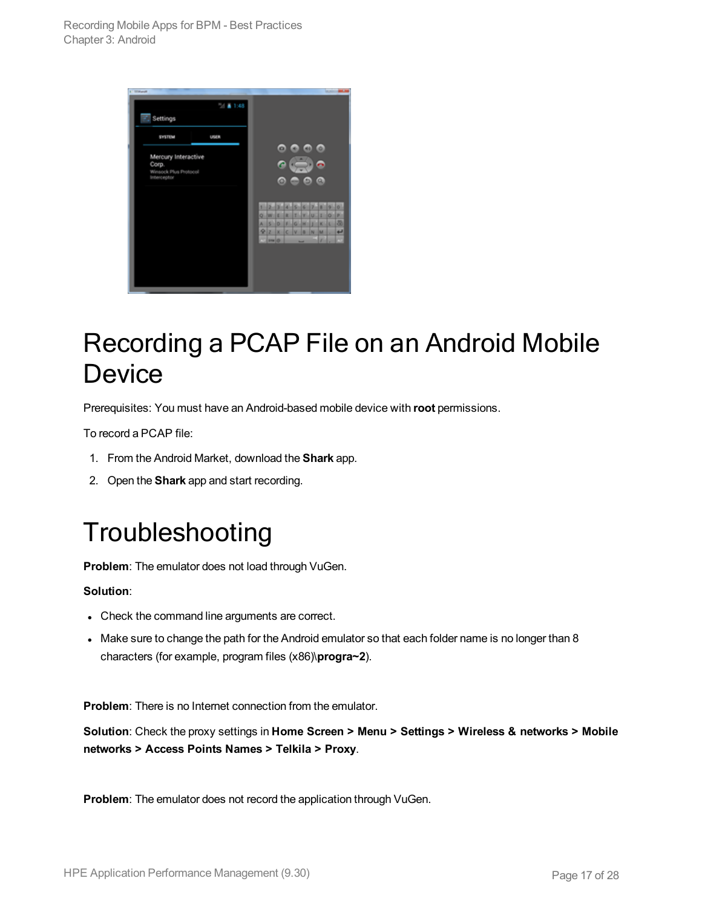# Recording a PCAP File on an Android Mobile Device

Prerequisites: You must have an Android-based mobile device with **root** permissions.

To record a PCAP file:

1. From the Android Market, download the **Shark** app.
2. Open the **Shark** app and start recording.

# Troubleshooting

**Problem**: The emulator does not load through VuGen.

**Solution**:

- Check the command line arguments are correct.
- Make sure to change the path for the Android emulator so that each folder name is no longer than 8 characters (for example, program files (x86)\**progra~2**).

**Problem**: There is no Internet connection from the emulator.

**Solution**: Check the proxy settings in **Home Screen > Menu > Settings > Wireless & networks > Mobile networks > Access Points Names > Telkila > Proxy**.

**Problem**: The emulator does not record the application through VuGen.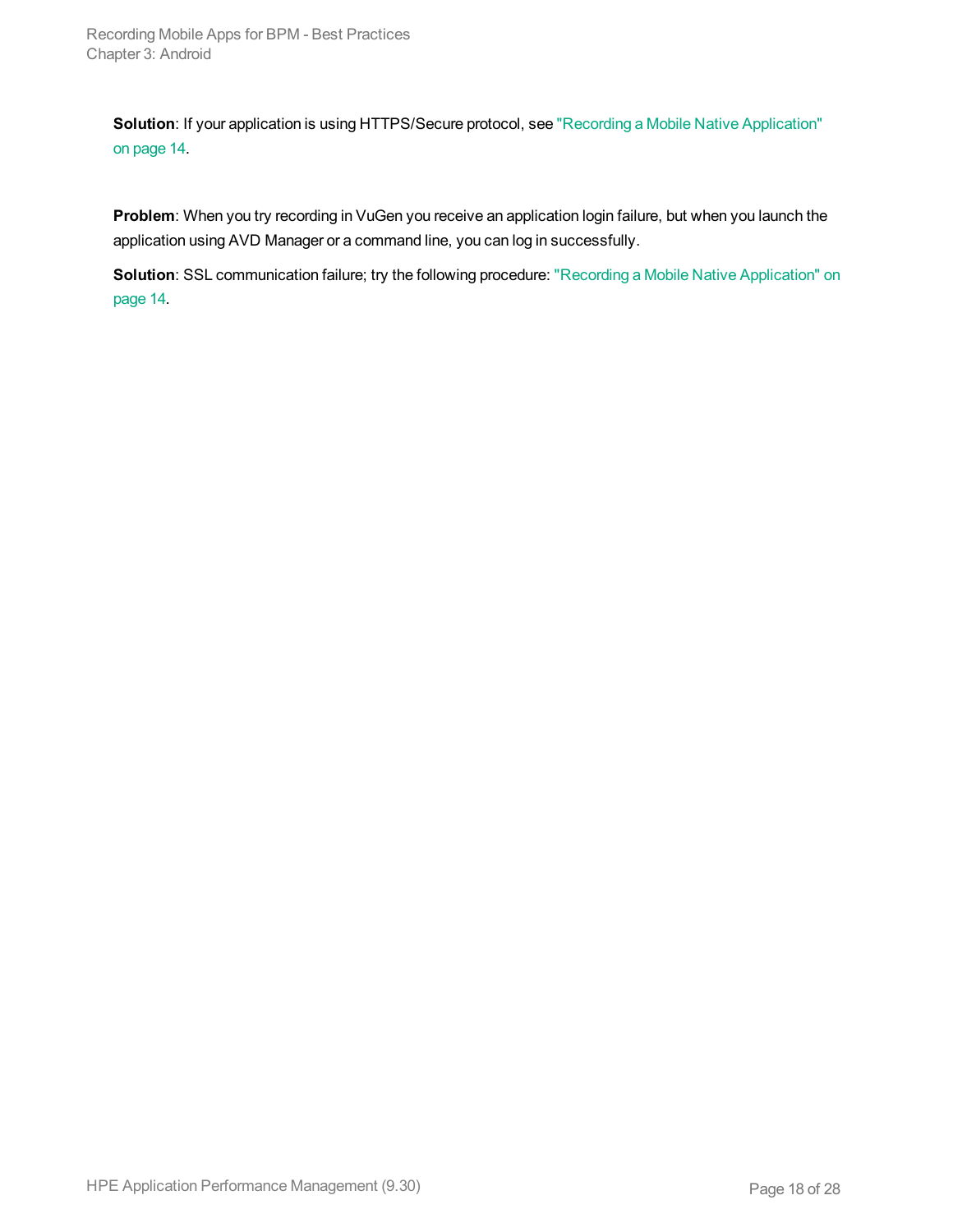**Solution**: If your application is using HTTPS/Secure protocol, see "Recording a Mobile Native Application" on page 14.

**Problem**: When you try recording in VuGen you receive an application login failure, but when you launch the application using AVD Manager or a command line, you can log in successfully.

**Solution**: SSL communication failure; try the following procedure: "Recording a Mobile Native Application" on page 14.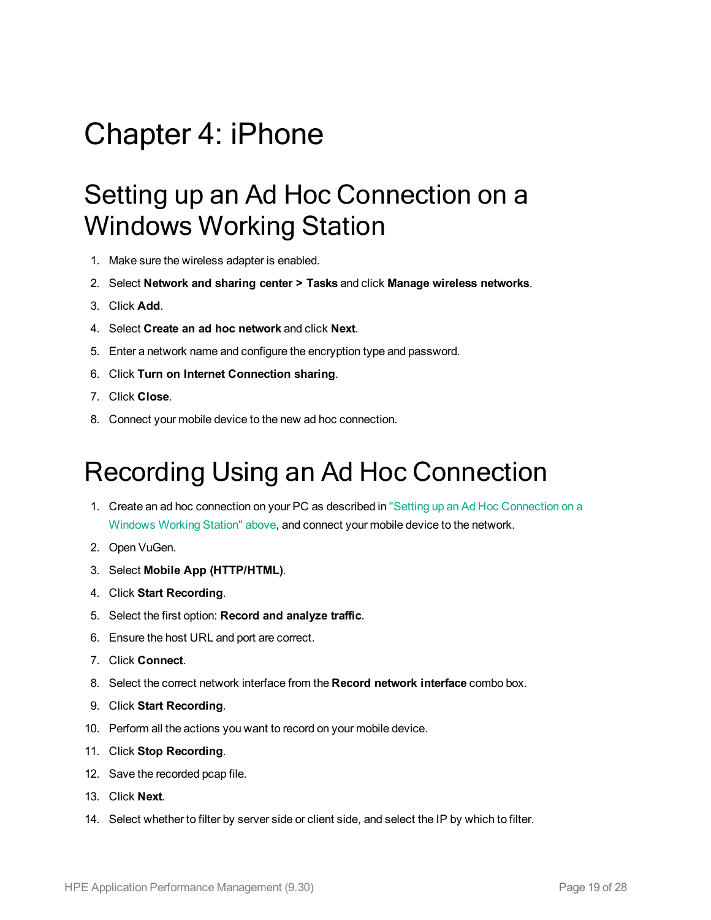# Chapter 4: iPhone

## Setting up an Ad Hoc Connection on a Windows Working Station

1. Make sure the wireless adapter is enabled.
2. Select **Network and sharing center > Tasks** and click **Manage wireless networks**.
3. Click **Add**.
4. Select **Create an ad hoc network** and click **Next**.
5. Enter a network name and configure the encryption type and password.
6. Click **Turn on Internet Connection sharing**.
7. Click **Close**.
8. Connect your mobile device to the new ad hoc connection.

## Recording Using an Ad Hoc Connection

1. Create an ad hoc connection on your PC as described in "Setting up an Ad Hoc Connection on a Windows Working Station" above, and connect your mobile device to the network.
2. Open VuGen.
3. Select **Mobile App (HTTP/HTML)**.
4. Click **Start Recording**.
5. Select the first option: **Record and analyze traffic**.
6. Ensure the host URL and port are correct.
7. Click **Connect**.
8. Select the correct network interface from the **Record network interface** combo box.
9. Click **Start Recording**.
10. Perform all the actions you want to record on your mobile device.
11. Click **Stop Recording**.
12. Save the recorded pcap file.
13. Click **Next**.
14. Select whether to filter by server side or client side, and select the IP by which to filter.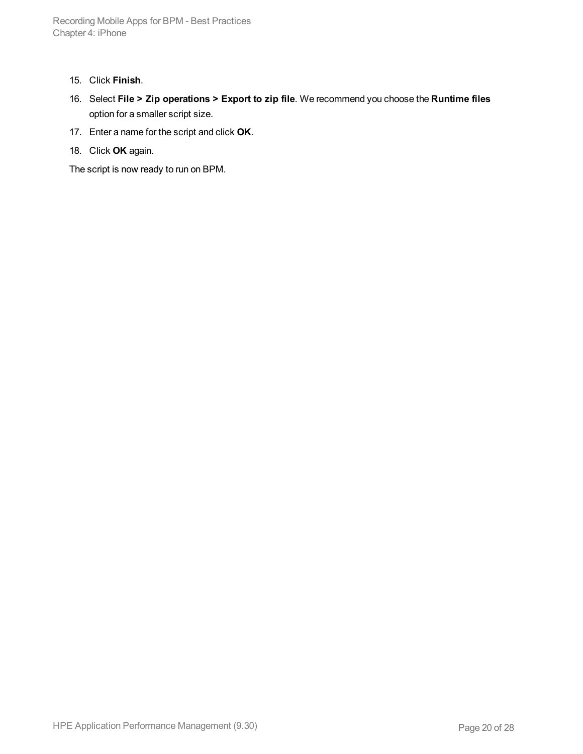15. Click **Finish**.
16. Select **File > Zip operations > Export to zip file**. We recommend you choose the **Runtime files** option for a smaller script size.
17. Enter a name for the script and click **OK**.
18. Click **OK** again.

The script is now ready to run on BPM.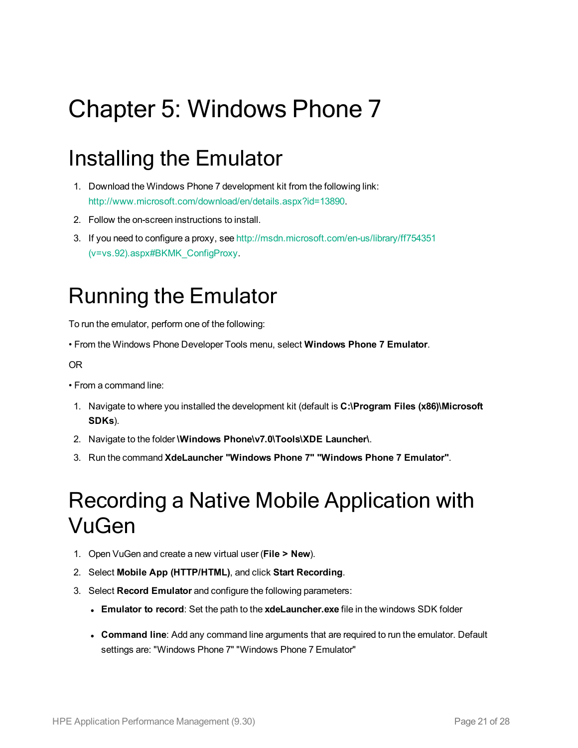# Chapter 5: Windows Phone 7

## Installing the Emulator

1. Download the Windows Phone 7 development kit from the following link: http://www.microsoft.com/download/en/details.aspx?id=13890.
2. Follow the on-screen instructions to install.
3. If you need to configure a proxy, see http://msdn.microsoft.com/en-us/library/ff754351(v=vs.92).aspx#BKMK_ConfigProxy.

## Running the Emulator

To run the emulator, perform one of the following:

• From the Windows Phone Developer Tools menu, select **Windows Phone 7 Emulator**.

OR

• From a command line:

1. Navigate to where you installed the development kit (default is **C:\Program Files (x86)\Microsoft SDKs**).
2. Navigate to the folder **\Windows Phone\v7.0\Tools\XDE Launcher\**.
3. Run the command **XdeLauncher "Windows Phone 7" "Windows Phone 7 Emulator"**.

## Recording a Native Mobile Application with VuGen

1. Open VuGen and create a new virtual user (**File > New**).
2. Select **Mobile App (HTTP/HTML)**, and click **Start Recording**.
3. Select **Record Emulator** and configure the following parameters:
   - **Emulator to record**: Set the path to the **xdeLauncher.exe** file in the windows SDK folder
   - **Command line**: Add any command line arguments that are required to run the emulator. Default settings are: "Windows Phone 7" "Windows Phone 7 Emulator"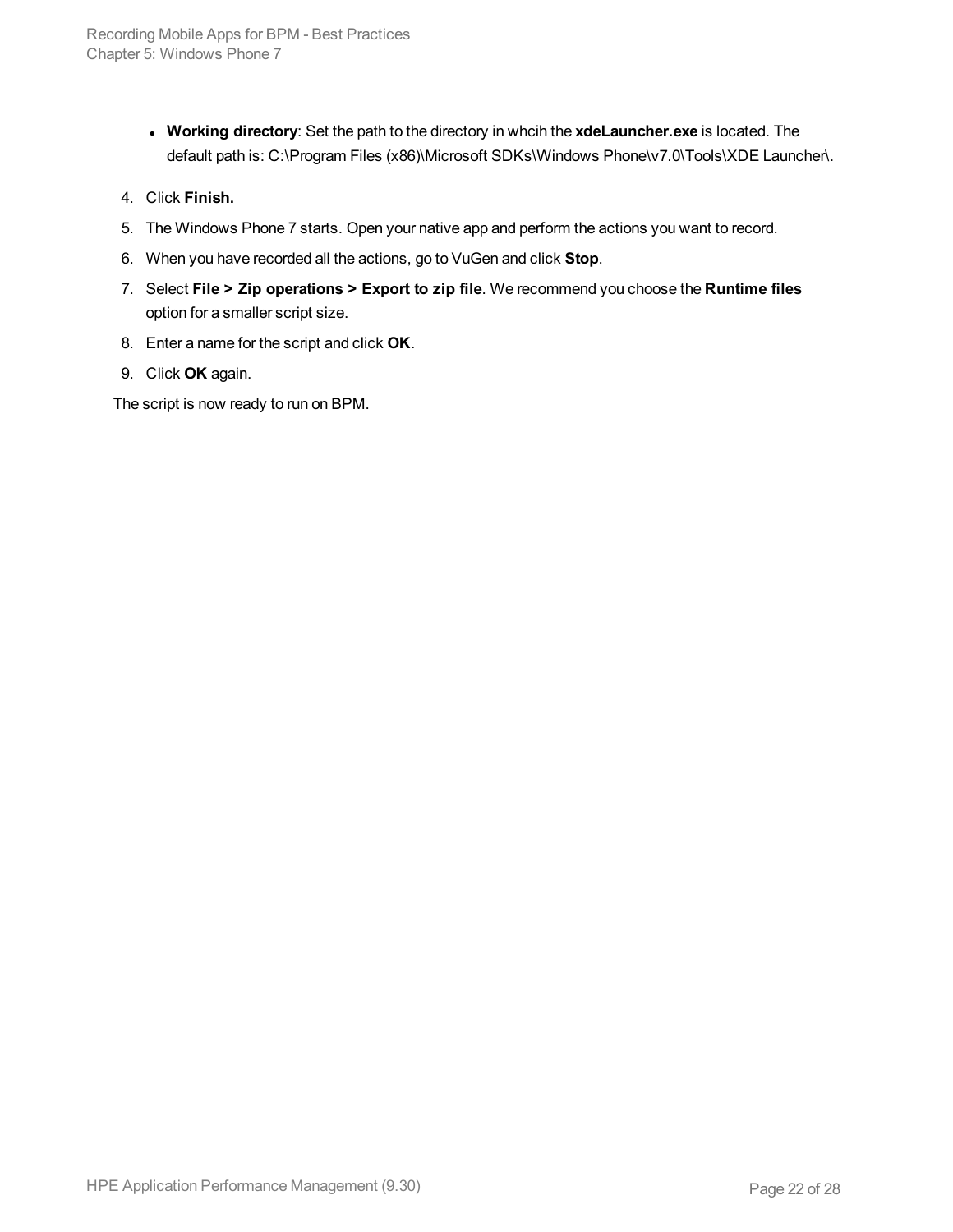- **Working directory**: Set the path to the directory in whcih the **xdeLauncher.exe** is located. The default path is: C:\Program Files (x86)\Microsoft SDKs\Windows Phone\v7.0\Tools\XDE Launcher\.

4. Click **Finish.**
5. The Windows Phone 7 starts. Open your native app and perform the actions you want to record.
6. When you have recorded all the actions, go to VuGen and click **Stop**.
7. Select **File > Zip operations > Export to zip file**. We recommend you choose the **Runtime files** option for a smaller script size.
8. Enter a name for the script and click **OK**.
9. Click **OK** again.

The script is now ready to run on BPM.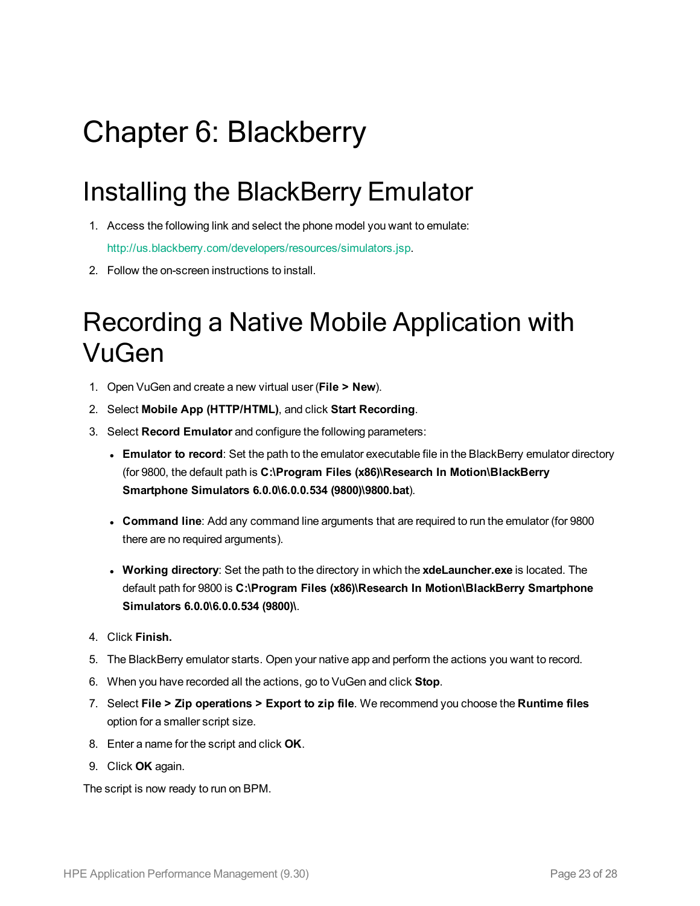# Chapter 6: Blackberry

## Installing the BlackBerry Emulator

1. Access the following link and select the phone model you want to emulate:

   http://us.blackberry.com/developers/resources/simulators.jsp.

2. Follow the on-screen instructions to install.

## Recording a Native Mobile Application with VuGen

1. Open VuGen and create a new virtual user (**File > New**).
2. Select **Mobile App (HTTP/HTML)**, and click **Start Recording**.
3. Select **Record Emulator** and configure the following parameters:
   - **Emulator to record**: Set the path to the emulator executable file in the BlackBerry emulator directory (for 9800, the default path is **C:\Program Files (x86)\Research In Motion\BlackBerry Smartphone Simulators 6.0.0\6.0.0.534 (9800)\9800.bat**).
   - **Command line**: Add any command line arguments that are required to run the emulator (for 9800 there are no required arguments).
   - **Working directory**: Set the path to the directory in which the **xdeLauncher.exe** is located. The default path for 9800 is **C:\Program Files (x86)\Research In Motion\BlackBerry Smartphone Simulators 6.0.0\6.0.0.534 (9800)\**.
4. Click **Finish.**
5. The BlackBerry emulator starts. Open your native app and perform the actions you want to record.
6. When you have recorded all the actions, go to VuGen and click **Stop**.
7. Select **File > Zip operations > Export to zip file**. We recommend you choose the **Runtime files** option for a smaller script size.
8. Enter a name for the script and click **OK**.
9. Click **OK** again.

The script is now ready to run on BPM.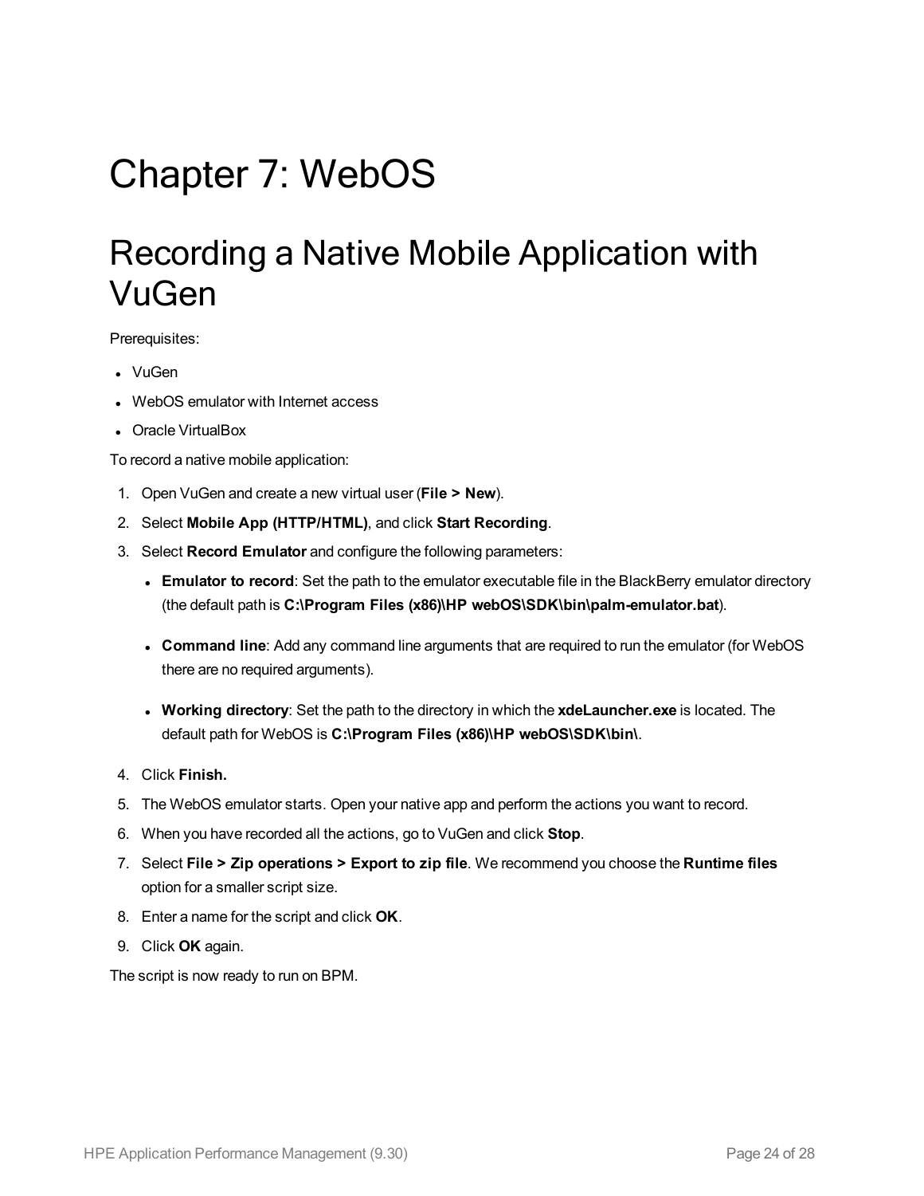# Chapter 7: WebOS

## Recording a Native Mobile Application with VuGen

Prerequisites:

- VuGen
- WebOS emulator with Internet access
- Oracle VirtualBox

To record a native mobile application:

1. Open VuGen and create a new virtual user (**File > New**).
2. Select **Mobile App (HTTP/HTML)**, and click **Start Recording**.
3. Select **Record Emulator** and configure the following parameters:
   - **Emulator to record**: Set the path to the emulator executable file in the BlackBerry emulator directory (the default path is **C:\Program Files (x86)\HP webOS\SDK\bin\palm-emulator.bat**).
   - **Command line**: Add any command line arguments that are required to run the emulator (for WebOS there are no required arguments).
   - **Working directory**: Set the path to the directory in which the **xdeLauncher.exe** is located. The default path for WebOS is **C:\Program Files (x86)\HP webOS\SDK\bin\**.
4. Click **Finish.**
5. The WebOS emulator starts. Open your native app and perform the actions you want to record.
6. When you have recorded all the actions, go to VuGen and click **Stop**.
7. Select **File > Zip operations > Export to zip file**. We recommend you choose the **Runtime files** option for a smaller script size.
8. Enter a name for the script and click **OK**.
9. Click **OK** again.

The script is now ready to run on BPM.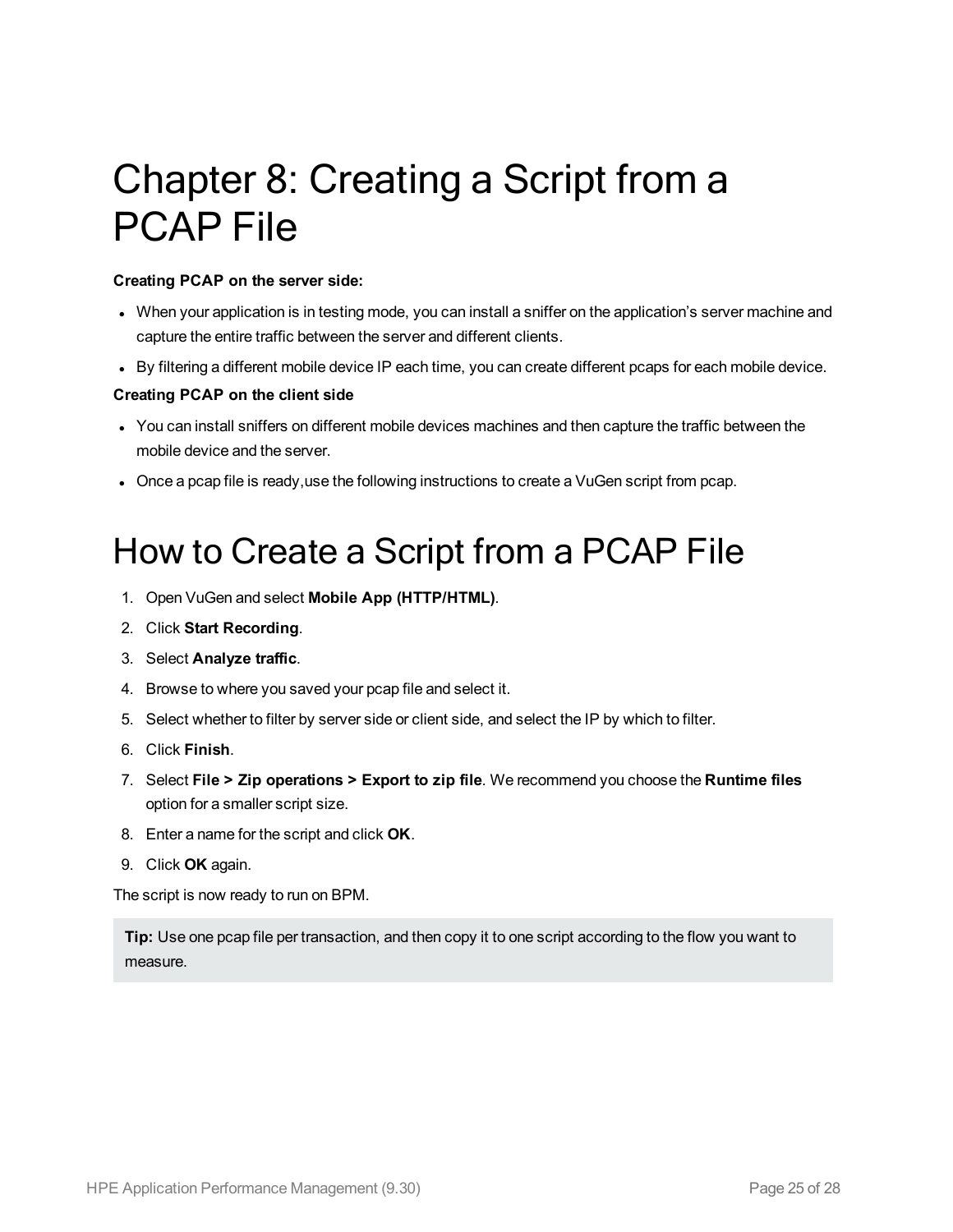# Chapter 8: Creating a Script from a PCAP File

**Creating PCAP on the server side:**

- When your application is in testing mode, you can install a sniffer on the application's server machine and capture the entire traffic between the server and different clients.
- By filtering a different mobile device IP each time, you can create different pcaps for each mobile device.

**Creating PCAP on the client side**

- You can install sniffers on different mobile devices machines and then capture the traffic between the mobile device and the server.
- Once a pcap file is ready,use the following instructions to create a VuGen script from pcap.

# How to Create a Script from a PCAP File

1. Open VuGen and select **Mobile App (HTTP/HTML)**.
2. Click **Start Recording**.
3. Select **Analyze traffic**.
4. Browse to where you saved your pcap file and select it.
5. Select whether to filter by server side or client side, and select the IP by which to filter.
6. Click **Finish**.
7. Select **File > Zip operations > Export to zip file**. We recommend you choose the **Runtime files** option for a smaller script size.
8. Enter a name for the script and click **OK**.
9. Click **OK** again.

The script is now ready to run on BPM.

> **Tip:** Use one pcap file per transaction, and then copy it to one script according to the flow you want to measure.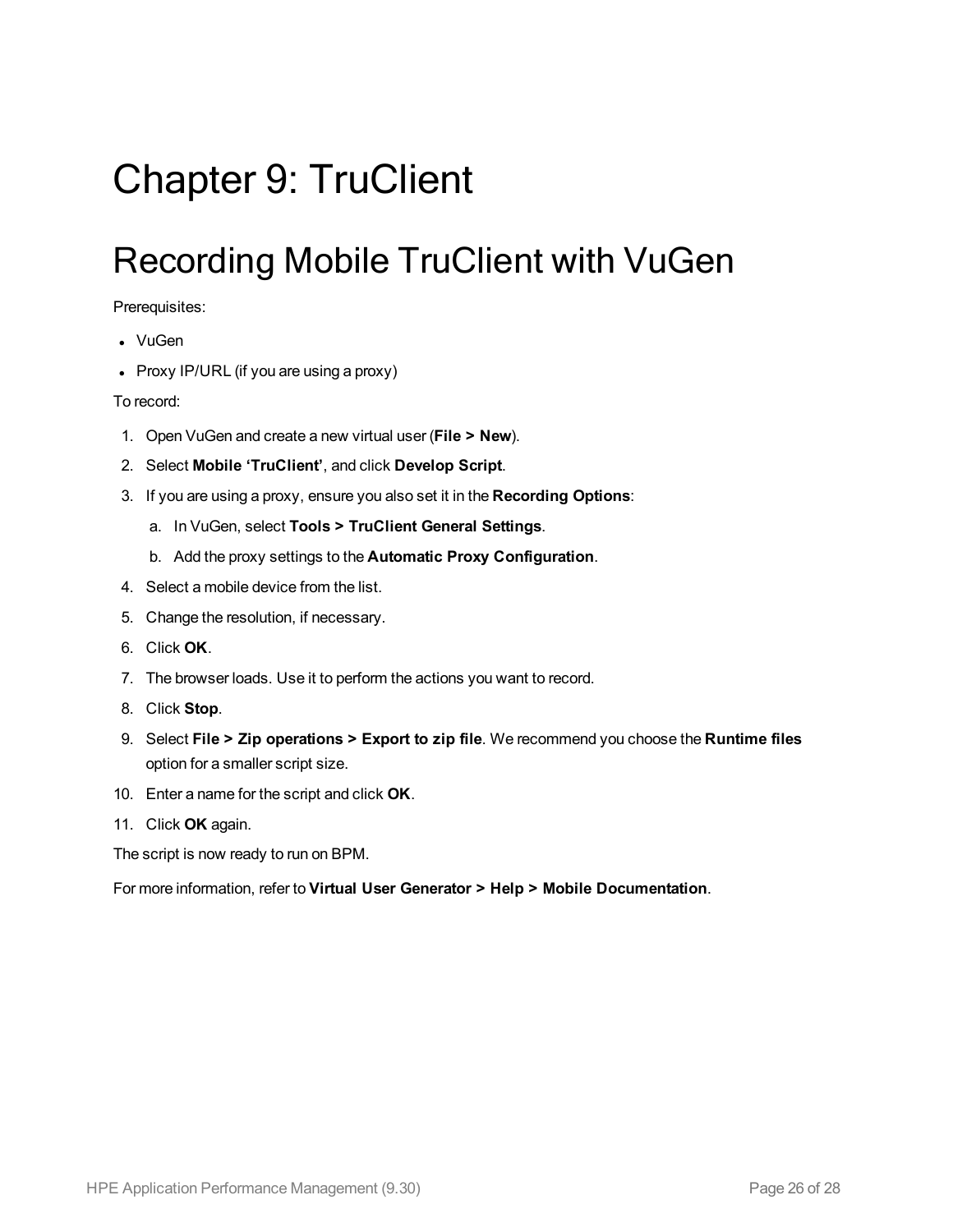# Chapter 9: TruClient

## Recording Mobile TruClient with VuGen

Prerequisites:

- VuGen
- Proxy IP/URL (if you are using a proxy)

To record:

1. Open VuGen and create a new virtual user (**File > New**).
2. Select **Mobile 'TruClient'**, and click **Develop Script**.
3. If you are using a proxy, ensure you also set it in the **Recording Options**:
   a. In VuGen, select **Tools > TruClient General Settings**.
   b. Add the proxy settings to the **Automatic Proxy Configuration**.
4. Select a mobile device from the list.
5. Change the resolution, if necessary.
6. Click **OK**.
7. The browser loads. Use it to perform the actions you want to record.
8. Click **Stop**.
9. Select **File > Zip operations > Export to zip file**. We recommend you choose the **Runtime files** option for a smaller script size.
10. Enter a name for the script and click **OK**.
11. Click **OK** again.

The script is now ready to run on BPM.

For more information, refer to **Virtual User Generator > Help > Mobile Documentation**.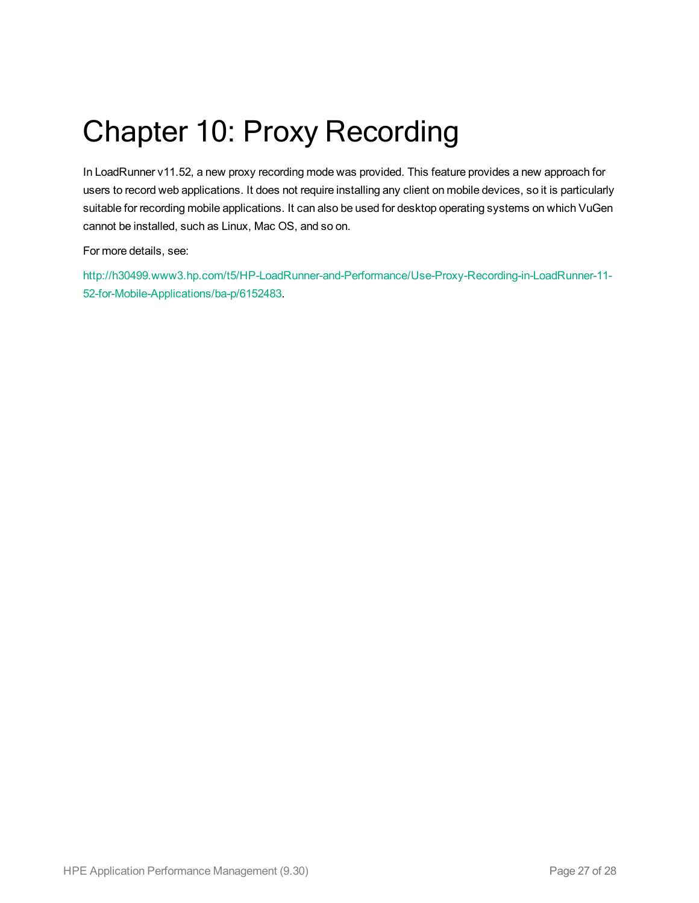# Chapter 10: Proxy Recording

In LoadRunner v11.52, a new proxy recording mode was provided. This feature provides a new approach for users to record web applications. It does not require installing any client on mobile devices, so it is particularly suitable for recording mobile applications. It can also be used for desktop operating systems on which VuGen cannot be installed, such as Linux, Mac OS, and so on.

For more details, see:

http://h30499.www3.hp.com/t5/HP-LoadRunner-and-Performance/Use-Proxy-Recording-in-LoadRunner-11-52-for-Mobile-Applications/ba-p/6152483.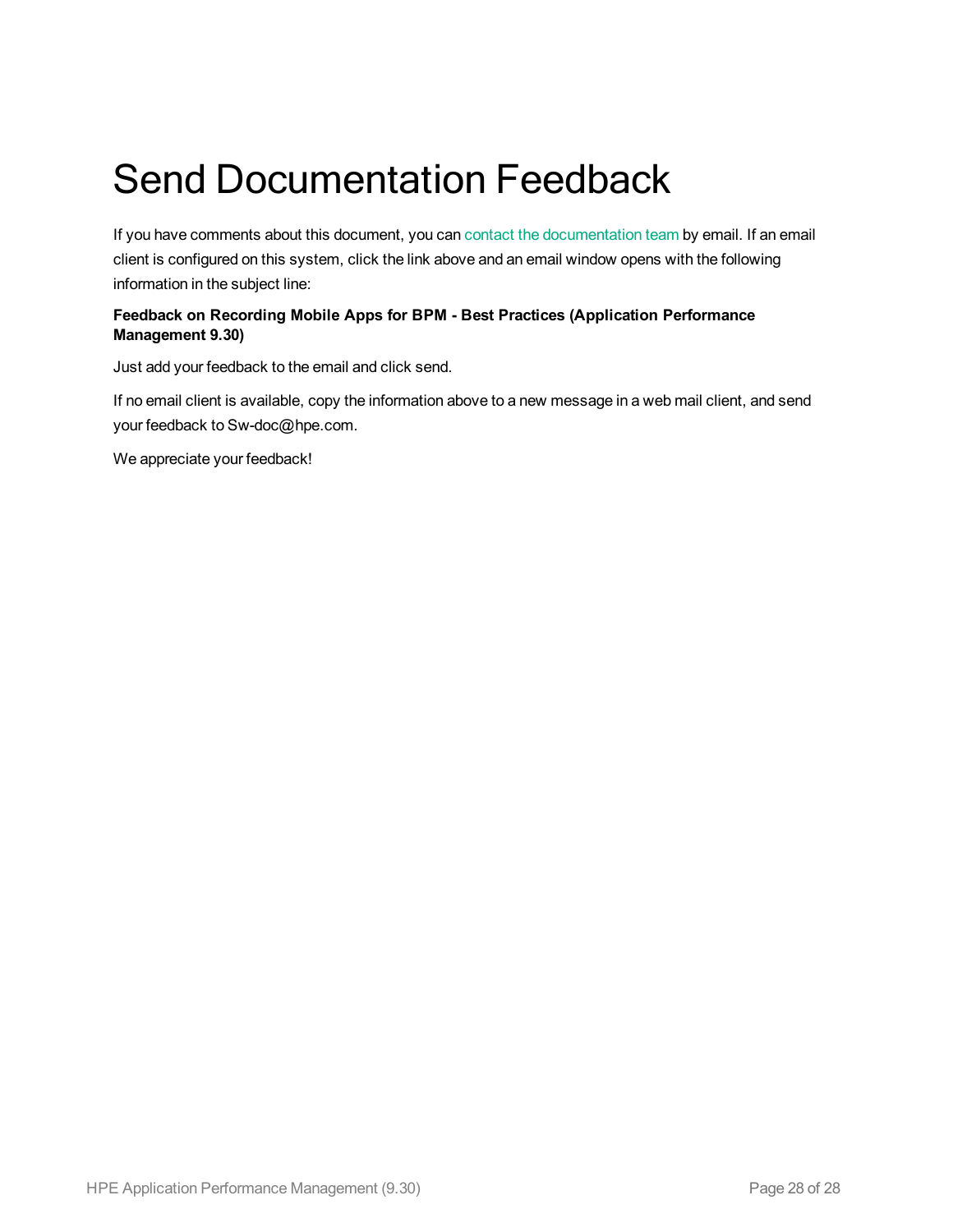# Send Documentation Feedback

If you have comments about this document, you can contact the documentation team by email. If an email client is configured on this system, click the link above and an email window opens with the following information in the subject line:

**Feedback on Recording Mobile Apps for BPM - Best Practices (Application Performance Management 9.30)**

Just add your feedback to the email and click send.

If no email client is available, copy the information above to a new message in a web mail client, and send your feedback to Sw-doc@hpe.com.

We appreciate your feedback!